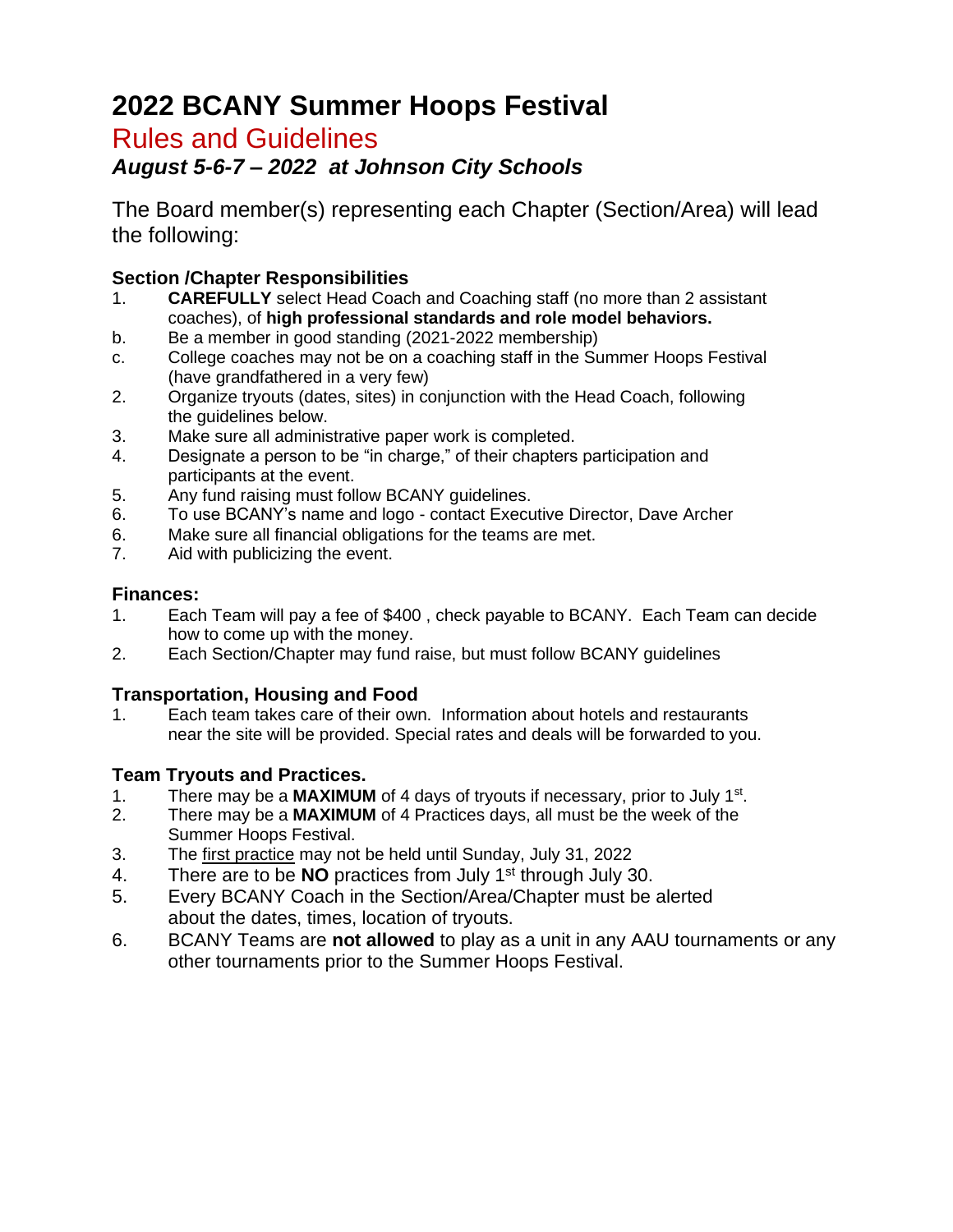# 2022 BCANY Summer Hoops Festival

## Rules and Guidelines

### *August 5-6-7 – 2022 at Johnson City Schools*

The Board member(s) representing each Chapter (Section/Area) will lead the following:

**Section /Chapter Responsibilities**

1. **CAREFULLY** select Head Coach and Coaching staff (no more than 2 assistant coaches), of **high professional standards and role model behaviors.**
b. Be a member in good standing (2021-2022 membership)
c. College coaches may not be on a coaching staff in the Summer Hoops Festival (have grandfathered in a very few)
2. Organize tryouts (dates, sites) in conjunction with the Head Coach, following the guidelines below.
3. Make sure all administrative paper work is completed.
4. Designate a person to be "in charge," of their chapters participation and participants at the event.
5. Any fund raising must follow BCANY guidelines.
6. To use BCANY's name and logo - contact Executive Director, Dave Archer
6. Make sure all financial obligations for the teams are met.
7. Aid with publicizing the event.

**Finances:**

1. Each Team will pay a fee of $400 , check payable to BCANY. Each Team can decide how to come up with the money.
2. Each Section/Chapter may fund raise, but must follow BCANY guidelines

**Transportation, Housing and Food**

1. Each team takes care of their own. Information about hotels and restaurants near the site will be provided. Special rates and deals will be forwarded to you.

**Team Tryouts and Practices.**

1. There may be a **MAXIMUM** of 4 days of tryouts if necessary, prior to July 1st.
2. There may be a **MAXIMUM** of 4 Practices days, all must be the week of the Summer Hoops Festival.
3. The <u>first practice</u> may not be held until Sunday, July 31, 2022
4. There are to be **NO** practices from July 1st through July 30.
5. Every BCANY Coach in the Section/Area/Chapter must be alerted about the dates, times, location of tryouts.
6. BCANY Teams are **not allowed** to play as a unit in any AAU tournaments or any other tournaments prior to the Summer Hoops Festival.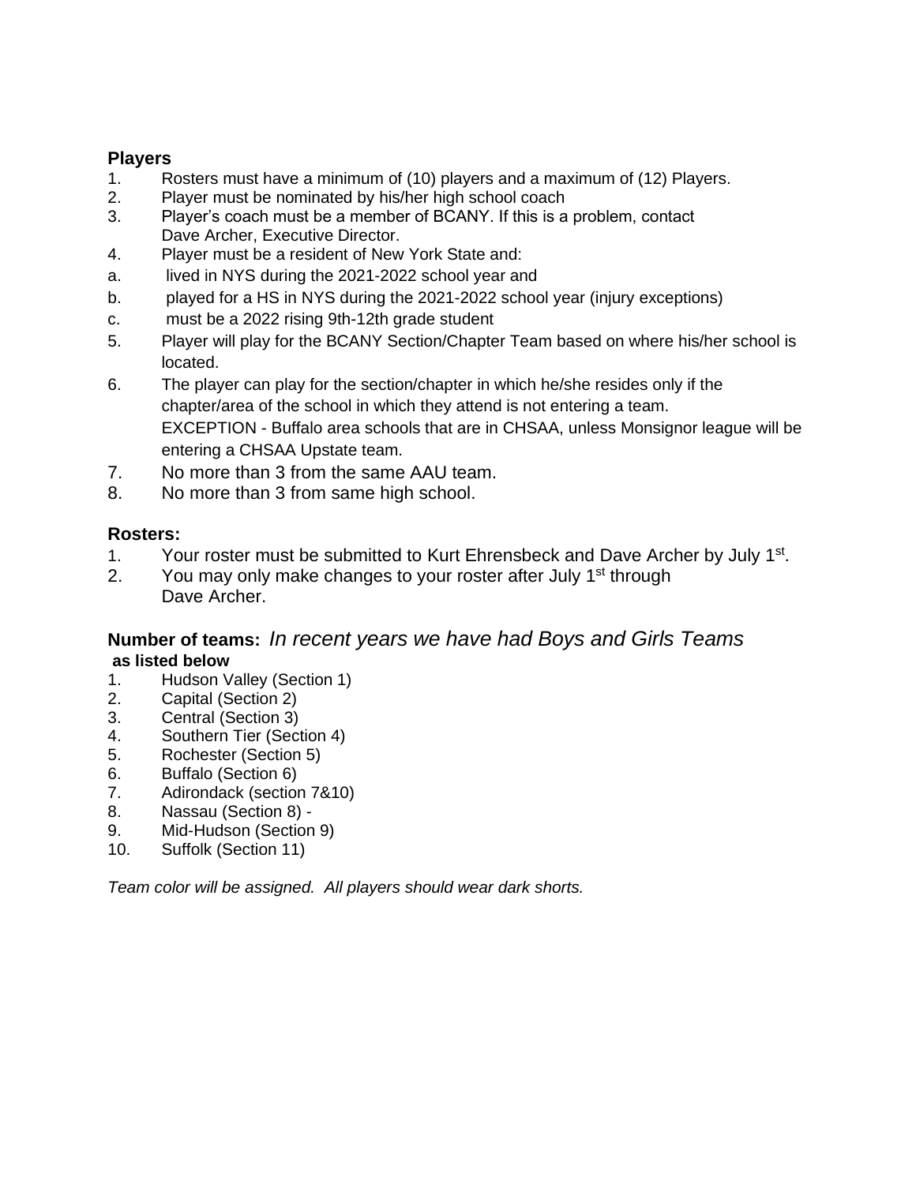### Players

1. Rosters must have a minimum of (10) players and a maximum of (12) Players.
2. Player must be nominated by his/her high school coach
3. Player's coach must be a member of BCANY. If this is a problem, contact Dave Archer, Executive Director.
4. Player must be a resident of New York State and:
   a. lived in NYS during the 2021-2022 school year and
   b. played for a HS in NYS during the 2021-2022 school year (injury exceptions)
   c. must be a 2022 rising 9th-12th grade student
5. Player will play for the BCANY Section/Chapter Team based on where his/her school is located.
6. The player can play for the section/chapter in which he/she resides only if the chapter/area of the school in which they attend is not entering a team.
   EXCEPTION - Buffalo area schools that are in CHSAA, unless Monsignor league will be entering a CHSAA Upstate team.
7. No more than 3 from the same AAU team.
8. No more than 3 from same high school.

### Rosters:

1. Your roster must be submitted to Kurt Ehrensbeck and Dave Archer by July 1st.
2. You may only make changes to your roster after July 1st through Dave Archer.

### Number of teams: *In recent years we have had Boys and Girls Teams* as listed below

1. Hudson Valley (Section 1)
2. Capital (Section 2)
3. Central (Section 3)
4. Southern Tier (Section 4)
5. Rochester (Section 5)
6. Buffalo (Section 6)
7. Adirondack (section 7&10)
8. Nassau (Section 8) -
9. Mid-Hudson (Section 9)
10. Suffolk (Section 11)

*Team color will be assigned. All players should wear dark shorts.*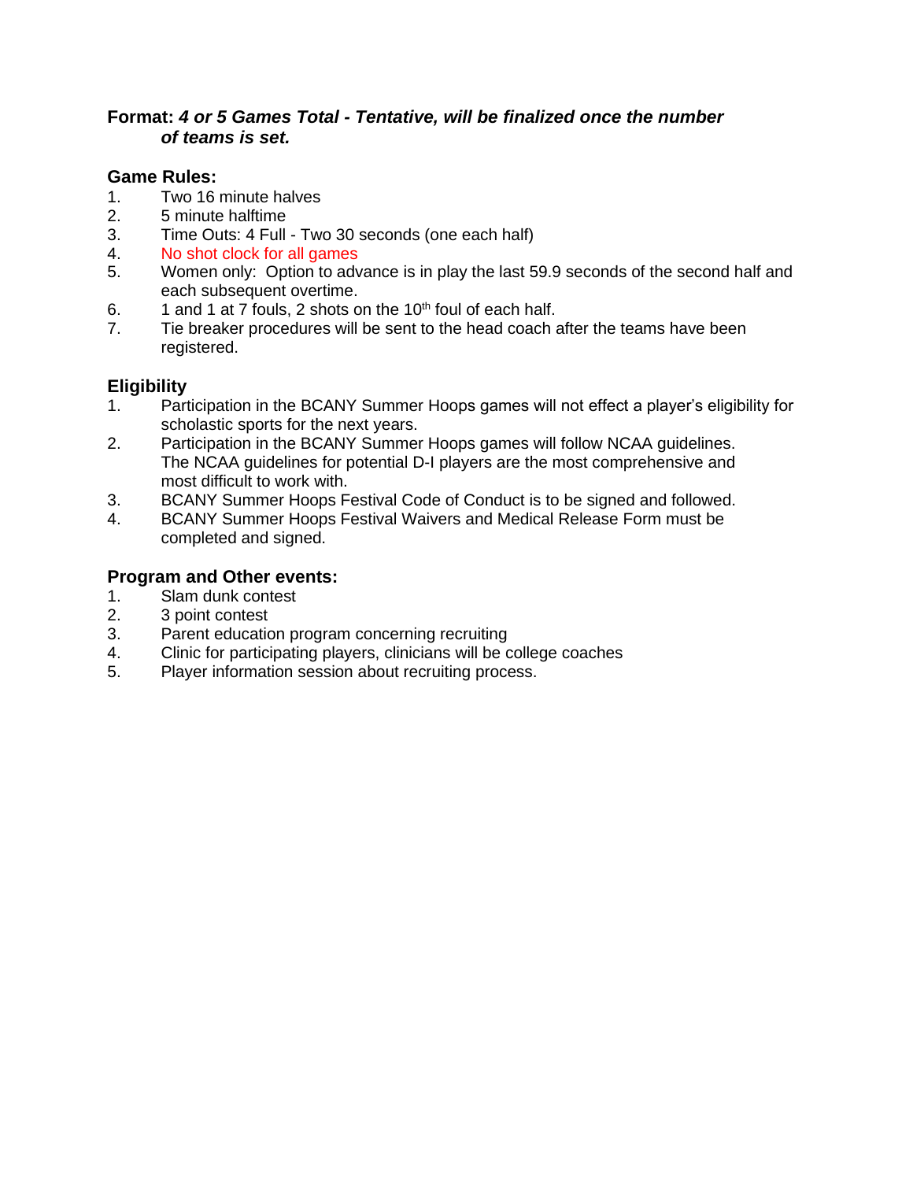**Format:** ***4 or 5 Games Total - Tentative, will be finalized once the number of teams is set.***

## Game Rules:

1. Two 16 minute halves
2. 5 minute halftime
3. Time Outs: 4 Full - Two 30 seconds (one each half)
4. No shot clock for all games
5. Women only: Option to advance is in play the last 59.9 seconds of the second half and each subsequent overtime.
6. 1 and 1 at 7 fouls, 2 shots on the 10th foul of each half.
7. Tie breaker procedures will be sent to the head coach after the teams have been registered.

## Eligibility

1. Participation in the BCANY Summer Hoops games will not effect a player's eligibility for scholastic sports for the next years.
2. Participation in the BCANY Summer Hoops games will follow NCAA guidelines. The NCAA guidelines for potential D-I players are the most comprehensive and most difficult to work with.
3. BCANY Summer Hoops Festival Code of Conduct is to be signed and followed.
4. BCANY Summer Hoops Festival Waivers and Medical Release Form must be completed and signed.

## Program and Other events:

1. Slam dunk contest
2. 3 point contest
3. Parent education program concerning recruiting
4. Clinic for participating players, clinicians will be college coaches
5. Player information session about recruiting process.